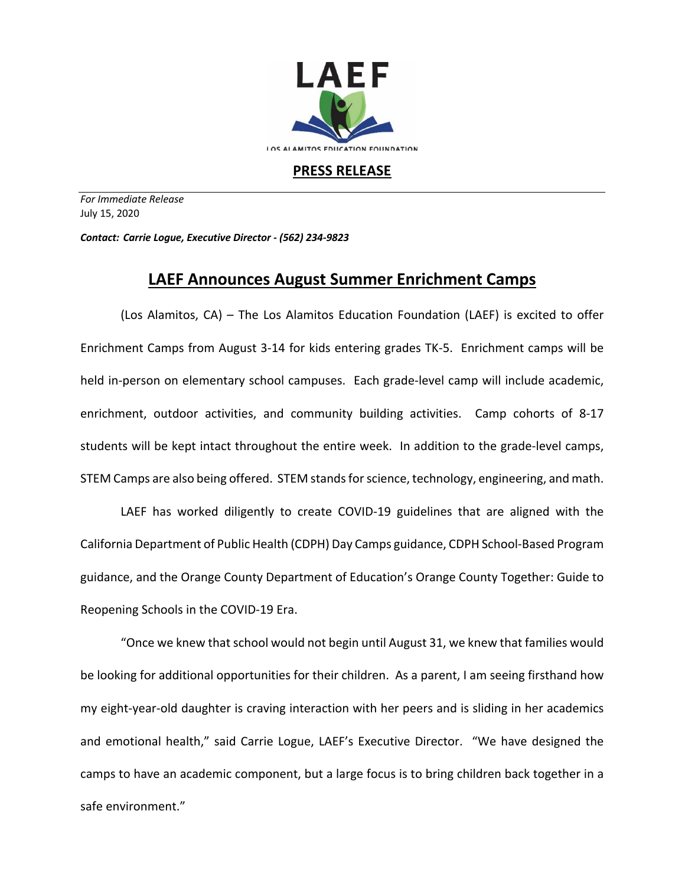LAEF

LOS ALAMITOS EDUCATION FOUNDATION

**PRESS RELEASE**

*For Immediate Release*
July 15, 2020

***Contact: Carrie Logue, Executive Director - (562) 234-9823***

# LAEF Announces August Summer Enrichment Camps

(Los Alamitos, CA) – The Los Alamitos Education Foundation (LAEF) is excited to offer Enrichment Camps from August 3-14 for kids entering grades TK-5. Enrichment camps will be held in-person on elementary school campuses. Each grade-level camp will include academic, enrichment, outdoor activities, and community building activities. Camp cohorts of 8-17 students will be kept intact throughout the entire week. In addition to the grade-level camps, STEM Camps are also being offered. STEM stands for science, technology, engineering, and math.

LAEF has worked diligently to create COVID-19 guidelines that are aligned with the California Department of Public Health (CDPH) Day Camps guidance, CDPH School-Based Program guidance, and the Orange County Department of Education's Orange County Together: Guide to Reopening Schools in the COVID-19 Era.

"Once we knew that school would not begin until August 31, we knew that families would be looking for additional opportunities for their children. As a parent, I am seeing firsthand how my eight-year-old daughter is craving interaction with her peers and is sliding in her academics and emotional health," said Carrie Logue, LAEF's Executive Director. "We have designed the camps to have an academic component, but a large focus is to bring children back together in a safe environment."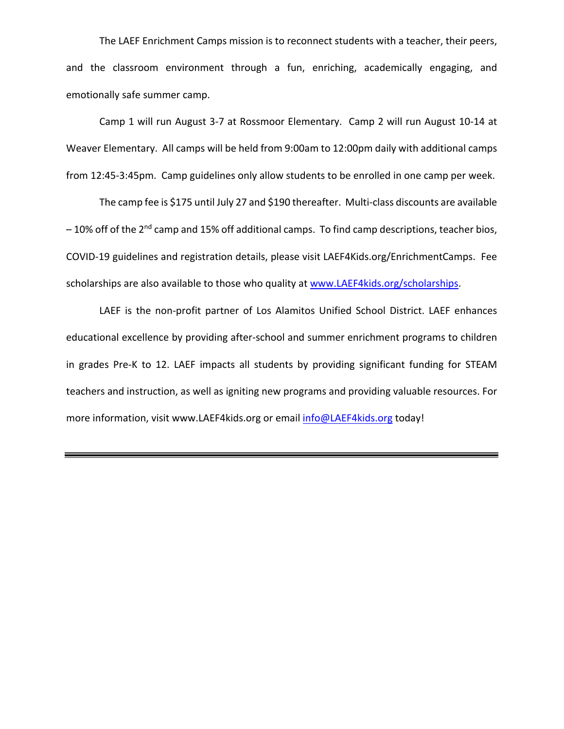The LAEF Enrichment Camps mission is to reconnect students with a teacher, their peers, and the classroom environment through a fun, enriching, academically engaging, and emotionally safe summer camp.

Camp 1 will run August 3-7 at Rossmoor Elementary. Camp 2 will run August 10-14 at Weaver Elementary. All camps will be held from 9:00am to 12:00pm daily with additional camps from 12:45-3:45pm. Camp guidelines only allow students to be enrolled in one camp per week.

The camp fee is $175 until July 27 and $190 thereafter. Multi-class discounts are available – 10% off of the 2nd camp and 15% off additional camps. To find camp descriptions, teacher bios, COVID-19 guidelines and registration details, please visit LAEF4Kids.org/EnrichmentCamps. Fee scholarships are also available to those who quality at [www.LAEF4kids.org/scholarships](http://www.LAEF4kids.org/scholarships).

LAEF is the non-profit partner of Los Alamitos Unified School District. LAEF enhances educational excellence by providing after-school and summer enrichment programs to children in grades Pre-K to 12. LAEF impacts all students by providing significant funding for STEAM teachers and instruction, as well as igniting new programs and providing valuable resources. For more information, visit www.LAEF4kids.org or email [info@LAEF4kids.org](mailto:info@LAEF4kids.org) today!

---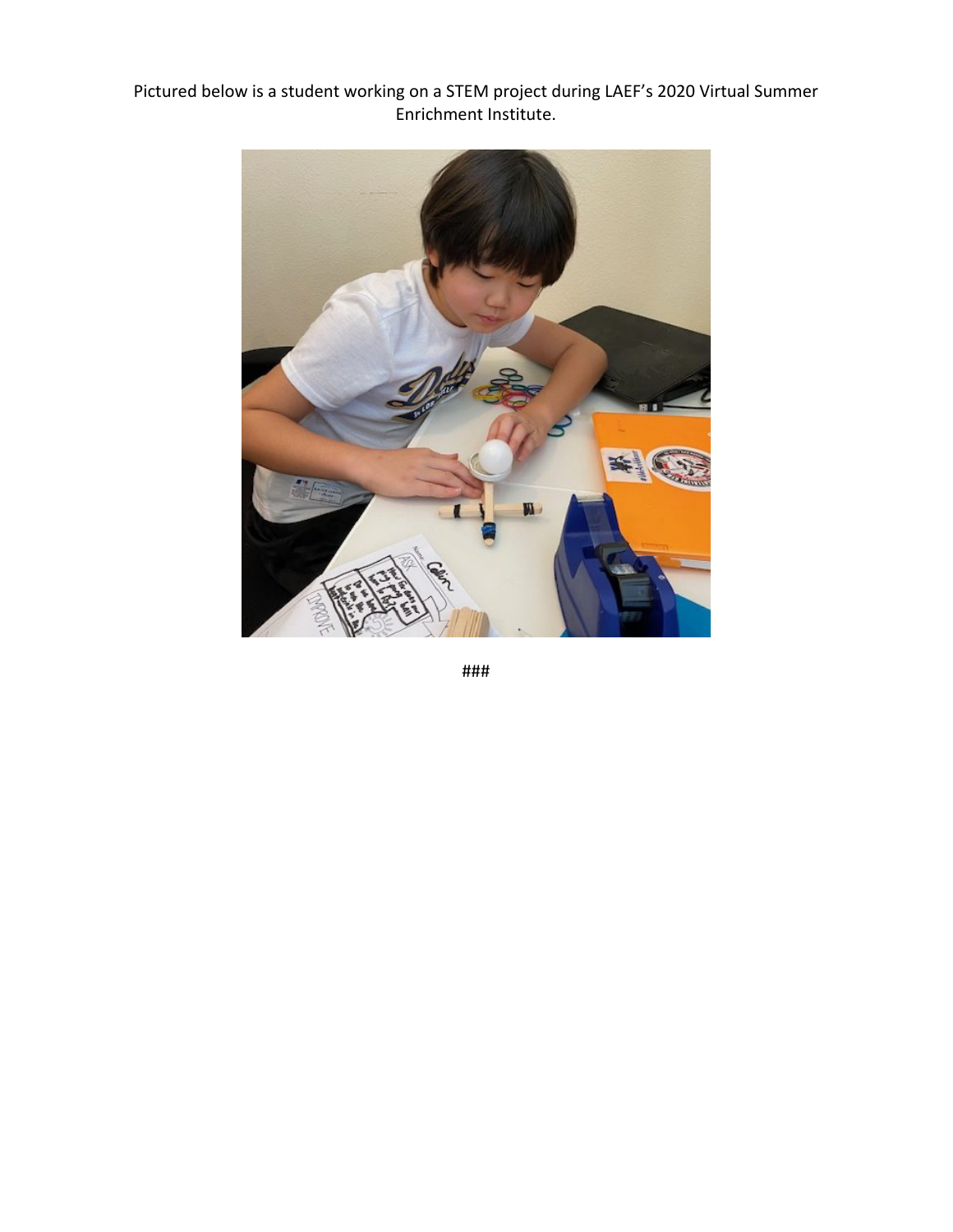Pictured below is a student working on a STEM project during LAEF's 2020 Virtual Summer Enrichment Institute.

###